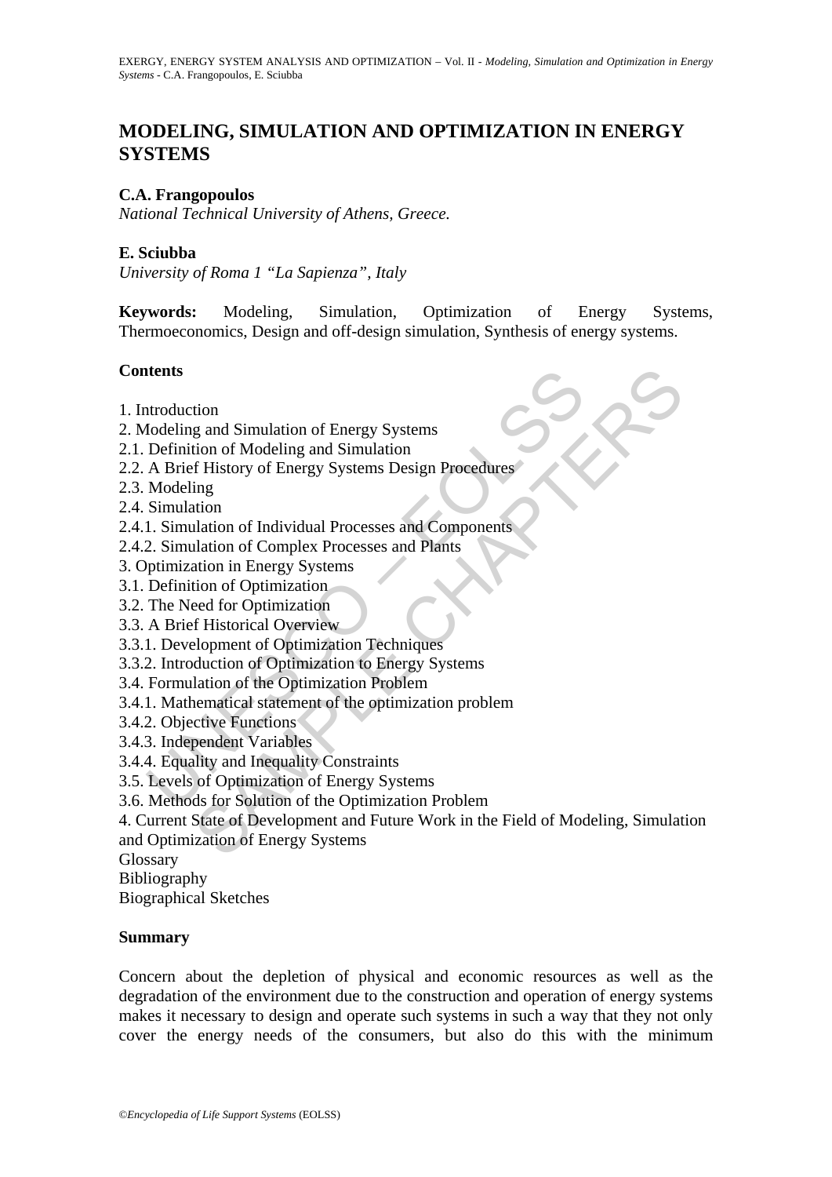# MODELING, SIMULATION AND OPTIMIZATION IN ENERGY SYSTEMS

**C.A. Frangopoulos**
*National Technical University of Athens, Greece.*

**E. Sciubba**
*University of Roma 1 "La Sapienza", Italy*

**Keywords:** Modeling, Simulation, Optimization of Energy Systems, Thermoeconomics, Design and off-design simulation, Synthesis of energy systems.

## Contents

1. Introduction
2. Modeling and Simulation of Energy Systems
2.1. Definition of Modeling and Simulation
2.2. A Brief History of Energy Systems Design Procedures
2.3. Modeling
2.4. Simulation
2.4.1. Simulation of Individual Processes and Components
2.4.2. Simulation of Complex Processes and Plants
3. Optimization in Energy Systems
3.1. Definition of Optimization
3.2. The Need for Optimization
3.3. A Brief Historical Overview
3.3.1. Development of Optimization Techniques
3.3.2. Introduction of Optimization to Energy Systems
3.4. Formulation of the Optimization Problem
3.4.1. Mathematical statement of the optimization problem
3.4.2. Objective Functions
3.4.3. Independent Variables
3.4.4. Equality and Inequality Constraints
3.5. Levels of Optimization of Energy Systems
3.6. Methods for Solution of the Optimization Problem
4. Current State of Development and Future Work in the Field of Modeling, Simulation and Optimization of Energy Systems
Glossary
Bibliography
Biographical Sketches

## Summary

Concern about the depletion of physical and economic resources as well as the degradation of the environment due to the construction and operation of energy systems makes it necessary to design and operate such systems in such a way that they not only cover the energy needs of the consumers, but also do this with the minimum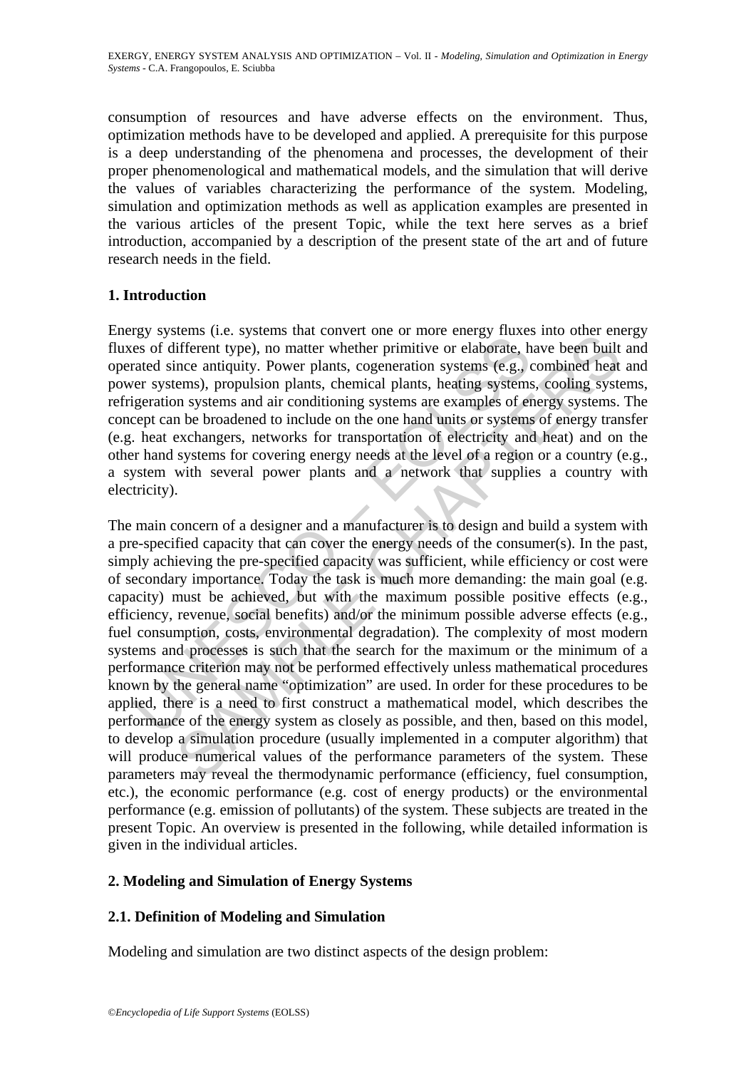consumption of resources and have adverse effects on the environment. Thus, optimization methods have to be developed and applied. A prerequisite for this purpose is a deep understanding of the phenomena and processes, the development of their proper phenomenological and mathematical models, and the simulation that will derive the values of variables characterizing the performance of the system. Modeling, simulation and optimization methods as well as application examples are presented in the various articles of the present Topic, while the text here serves as a brief introduction, accompanied by a description of the present state of the art and of future research needs in the field.

## 1. Introduction

Energy systems (i.e. systems that convert one or more energy fluxes into other energy fluxes of different type), no matter whether primitive or elaborate, have been built and operated since antiquity. Power plants, cogeneration systems (e.g., combined heat and power systems), propulsion plants, chemical plants, heating systems, cooling systems, refrigeration systems and air conditioning systems are examples of energy systems. The concept can be broadened to include on the one hand units or systems of energy transfer (e.g. heat exchangers, networks for transportation of electricity and heat) and on the other hand systems for covering energy needs at the level of a region or a country (e.g., a system with several power plants and a network that supplies a country with electricity).

The main concern of a designer and a manufacturer is to design and build a system with a pre-specified capacity that can cover the energy needs of the consumer(s). In the past, simply achieving the pre-specified capacity was sufficient, while efficiency or cost were of secondary importance. Today the task is much more demanding: the main goal (e.g. capacity) must be achieved, but with the maximum possible positive effects (e.g., efficiency, revenue, social benefits) and/or the minimum possible adverse effects (e.g., fuel consumption, costs, environmental degradation). The complexity of most modern systems and processes is such that the search for the maximum or the minimum of a performance criterion may not be performed effectively unless mathematical procedures known by the general name "optimization" are used. In order for these procedures to be applied, there is a need to first construct a mathematical model, which describes the performance of the energy system as closely as possible, and then, based on this model, to develop a simulation procedure (usually implemented in a computer algorithm) that will produce numerical values of the performance parameters of the system. These parameters may reveal the thermodynamic performance (efficiency, fuel consumption, etc.), the economic performance (e.g. cost of energy products) or the environmental performance (e.g. emission of pollutants) of the system. These subjects are treated in the present Topic. An overview is presented in the following, while detailed information is given in the individual articles.

## 2. Modeling and Simulation of Energy Systems

### 2.1. Definition of Modeling and Simulation

Modeling and simulation are two distinct aspects of the design problem: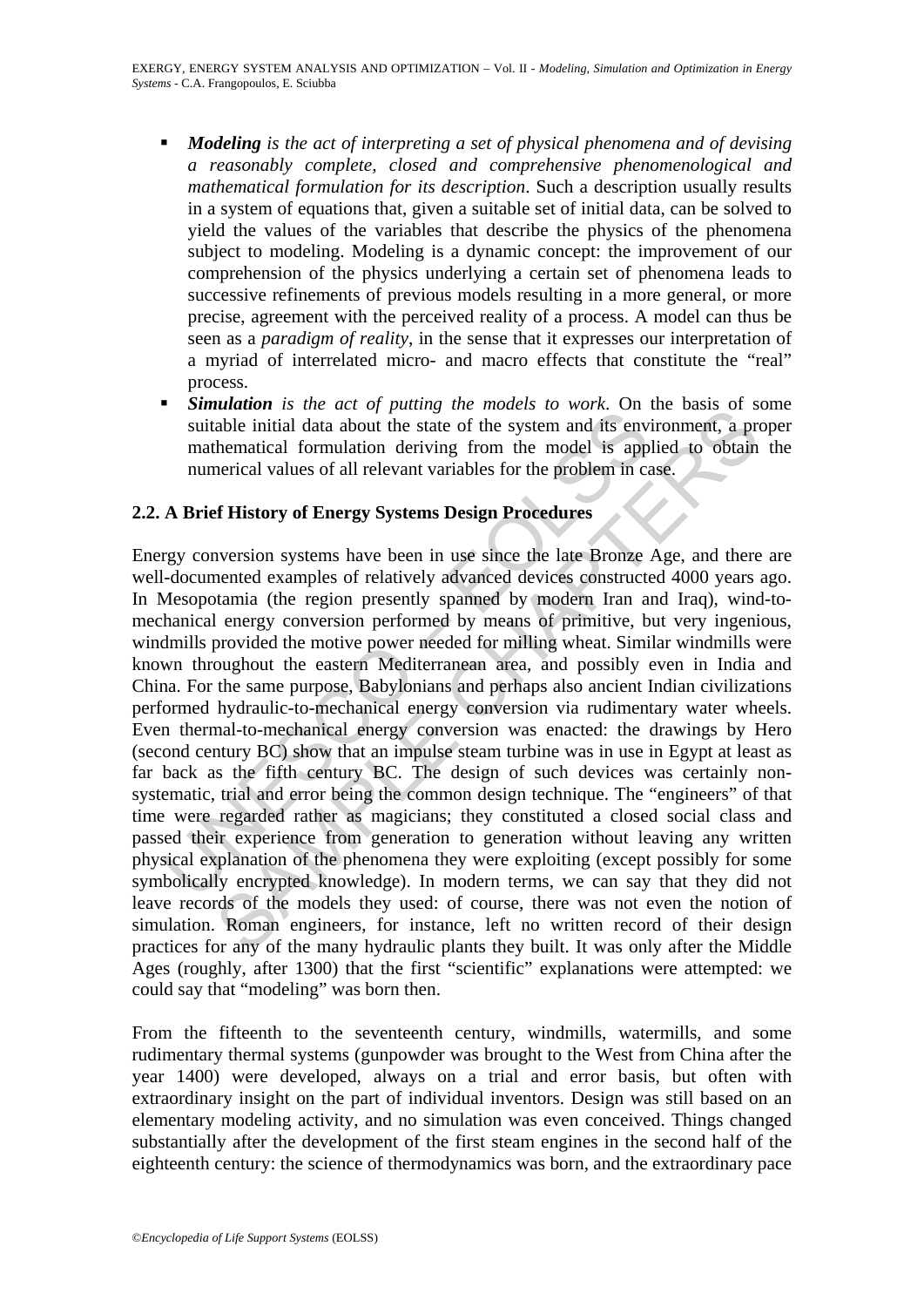- ***Modeling*** *is the act of interpreting a set of physical phenomena and of devising a reasonably complete, closed and comprehensive phenomenological and mathematical formulation for its description*. Such a description usually results in a system of equations that, given a suitable set of initial data, can be solved to yield the values of the variables that describe the physics of the phenomena subject to modeling. Modeling is a dynamic concept: the improvement of our comprehension of the physics underlying a certain set of phenomena leads to successive refinements of previous models resulting in a more general, or more precise, agreement with the perceived reality of a process. A model can thus be seen as a *paradigm of reality*, in the sense that it expresses our interpretation of a myriad of interrelated micro- and macro effects that constitute the "real" process.
- ***Simulation*** *is the act of putting the models to work*. On the basis of some suitable initial data about the state of the system and its environment, a proper mathematical formulation deriving from the model is applied to obtain the numerical values of all relevant variables for the problem in case.

## 2.2. A Brief History of Energy Systems Design Procedures

Energy conversion systems have been in use since the late Bronze Age, and there are well-documented examples of relatively advanced devices constructed 4000 years ago. In Mesopotamia (the region presently spanned by modern Iran and Iraq), wind-to-mechanical energy conversion performed by means of primitive, but very ingenious, windmills provided the motive power needed for milling wheat. Similar windmills were known throughout the eastern Mediterranean area, and possibly even in India and China. For the same purpose, Babylonians and perhaps also ancient Indian civilizations performed hydraulic-to-mechanical energy conversion via rudimentary water wheels. Even thermal-to-mechanical energy conversion was enacted: the drawings by Hero (second century BC) show that an impulse steam turbine was in use in Egypt at least as far back as the fifth century BC. The design of such devices was certainly non-systematic, trial and error being the common design technique. The "engineers" of that time were regarded rather as magicians; they constituted a closed social class and passed their experience from generation to generation without leaving any written physical explanation of the phenomena they were exploiting (except possibly for some symbolically encrypted knowledge). In modern terms, we can say that they did not leave records of the models they used: of course, there was not even the notion of simulation. Roman engineers, for instance, left no written record of their design practices for any of the many hydraulic plants they built. It was only after the Middle Ages (roughly, after 1300) that the first "scientific" explanations were attempted: we could say that "modeling" was born then.

From the fifteenth to the seventeenth century, windmills, watermills, and some rudimentary thermal systems (gunpowder was brought to the West from China after the year 1400) were developed, always on a trial and error basis, but often with extraordinary insight on the part of individual inventors. Design was still based on an elementary modeling activity, and no simulation was even conceived. Things changed substantially after the development of the first steam engines in the second half of the eighteenth century: the science of thermodynamics was born, and the extraordinary pace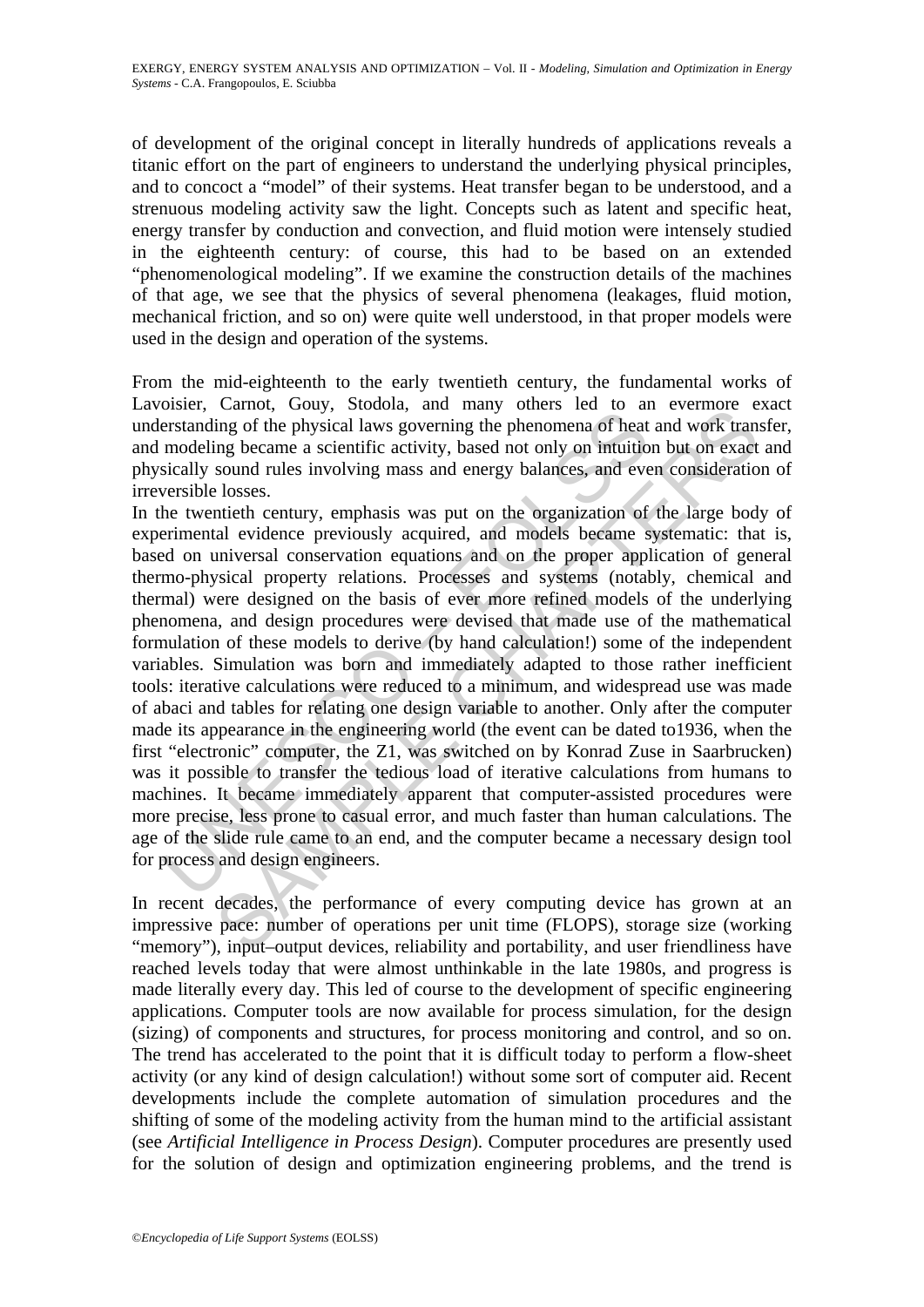of development of the original concept in literally hundreds of applications reveals a titanic effort on the part of engineers to understand the underlying physical principles, and to concoct a "model" of their systems. Heat transfer began to be understood, and a strenuous modeling activity saw the light. Concepts such as latent and specific heat, energy transfer by conduction and convection, and fluid motion were intensely studied in the eighteenth century: of course, this had to be based on an extended "phenomenological modeling". If we examine the construction details of the machines of that age, we see that the physics of several phenomena (leakages, fluid motion, mechanical friction, and so on) were quite well understood, in that proper models were used in the design and operation of the systems.

From the mid-eighteenth to the early twentieth century, the fundamental works of Lavoisier, Carnot, Gouy, Stodola, and many others led to an evermore exact understanding of the physical laws governing the phenomena of heat and work transfer, and modeling became a scientific activity, based not only on intuition but on exact and physically sound rules involving mass and energy balances, and even consideration of irreversible losses.

In the twentieth century, emphasis was put on the organization of the large body of experimental evidence previously acquired, and models became systematic: that is, based on universal conservation equations and on the proper application of general thermo-physical property relations. Processes and systems (notably, chemical and thermal) were designed on the basis of ever more refined models of the underlying phenomena, and design procedures were devised that made use of the mathematical formulation of these models to derive (by hand calculation!) some of the independent variables. Simulation was born and immediately adapted to those rather inefficient tools: iterative calculations were reduced to a minimum, and widespread use was made of abaci and tables for relating one design variable to another. Only after the computer made its appearance in the engineering world (the event can be dated to1936, when the first "electronic" computer, the Z1, was switched on by Konrad Zuse in Saarbrucken) was it possible to transfer the tedious load of iterative calculations from humans to machines. It became immediately apparent that computer-assisted procedures were more precise, less prone to casual error, and much faster than human calculations. The age of the slide rule came to an end, and the computer became a necessary design tool for process and design engineers.

In recent decades, the performance of every computing device has grown at an impressive pace: number of operations per unit time (FLOPS), storage size (working "memory"), input–output devices, reliability and portability, and user friendliness have reached levels today that were almost unthinkable in the late 1980s, and progress is made literally every day. This led of course to the development of specific engineering applications. Computer tools are now available for process simulation, for the design (sizing) of components and structures, for process monitoring and control, and so on. The trend has accelerated to the point that it is difficult today to perform a flow-sheet activity (or any kind of design calculation!) without some sort of computer aid. Recent developments include the complete automation of simulation procedures and the shifting of some of the modeling activity from the human mind to the artificial assistant (see *Artificial Intelligence in Process Design*). Computer procedures are presently used for the solution of design and optimization engineering problems, and the trend is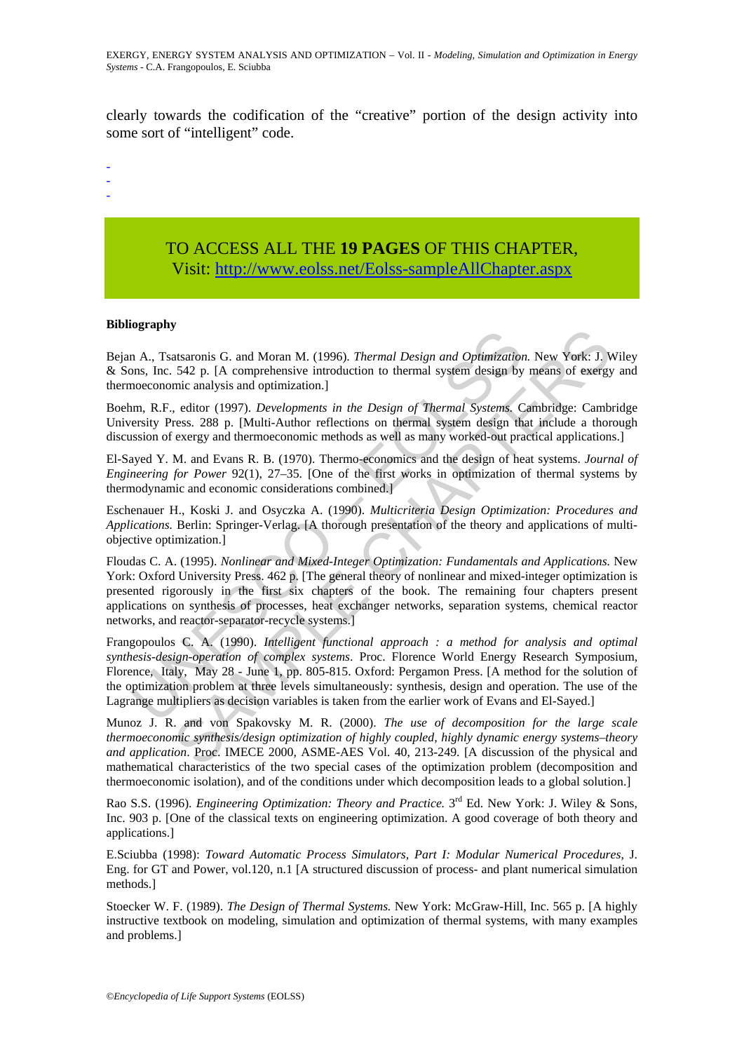clearly towards the codification of the "creative" portion of the design activity into some sort of "intelligent" code.

-
-
-

TO ACCESS ALL THE **19 PAGES** OF THIS CHAPTER,
Visit: http://www.eolss.net/Eolss-sampleAllChapter.aspx

#### Bibliography

Bejan A., Tsatsaronis G. and Moran M. (1996). *Thermal Design and Optimization.* New York: J. Wiley & Sons, Inc. 542 p. [A comprehensive introduction to thermal system design by means of exergy and thermoeconomic analysis and optimization.]

Boehm, R.F., editor (1997). *Developments in the Design of Thermal Systems.* Cambridge: Cambridge University Press. 288 p. [Multi-Author reflections on thermal system design that include a thorough discussion of exergy and thermoeconomic methods as well as many worked-out practical applications.]

El-Sayed Y. M. and Evans R. B. (1970). Thermo-economics and the design of heat systems. *Journal of Engineering for Power* 92(1), 27–35. [One of the first works in optimization of thermal systems by thermodynamic and economic considerations combined.]

Eschenauer H., Koski J. and Osyczka A. (1990). *Multicriteria Design Optimization: Procedures and Applications.* Berlin: Springer-Verlag. [A thorough presentation of the theory and applications of multi-objective optimization.]

Floudas C. A. (1995). *Nonlinear and Mixed-Integer Optimization: Fundamentals and Applications.* New York: Oxford University Press. 462 p. [The general theory of nonlinear and mixed-integer optimization is presented rigorously in the first six chapters of the book. The remaining four chapters present applications on synthesis of processes, heat exchanger networks, separation systems, chemical reactor networks, and reactor-separator-recycle systems.]

Frangopoulos C. A. (1990). *Intelligent functional approach : a method for analysis and optimal synthesis-design-operation of complex systems*. Proc. Florence World Energy Research Symposium, Florence, Italy, May 28 - June 1, pp. 805-815. Oxford: Pergamon Press. [A method for the solution of the optimization problem at three levels simultaneously: synthesis, design and operation. The use of the Lagrange multipliers as decision variables is taken from the earlier work of Evans and El-Sayed.]

Munoz J. R. and von Spakovsky M. R. (2000). *The use of decomposition for the large scale thermoeconomic synthesis/design optimization of highly coupled, highly dynamic energy systems–theory and application*. Proc. IMECE 2000, ASME-AES Vol. 40, 213-249. [A discussion of the physical and mathematical characteristics of the two special cases of the optimization problem (decomposition and thermoeconomic isolation), and of the conditions under which decomposition leads to a global solution.]

Rao S.S. (1996). *Engineering Optimization: Theory and Practice.* 3rd Ed. New York: J. Wiley & Sons, Inc. 903 p. [One of the classical texts on engineering optimization. A good coverage of both theory and applications.]

E.Sciubba (1998): *Toward Automatic Process Simulators, Part I: Modular Numerical Procedures,* J. Eng. for GT and Power, vol.120, n.1 [A structured discussion of process- and plant numerical simulation methods.]

Stoecker W. F. (1989). *The Design of Thermal Systems.* New York: McGraw-Hill, Inc. 565 p. [A highly instructive textbook on modeling, simulation and optimization of thermal systems, with many examples and problems.]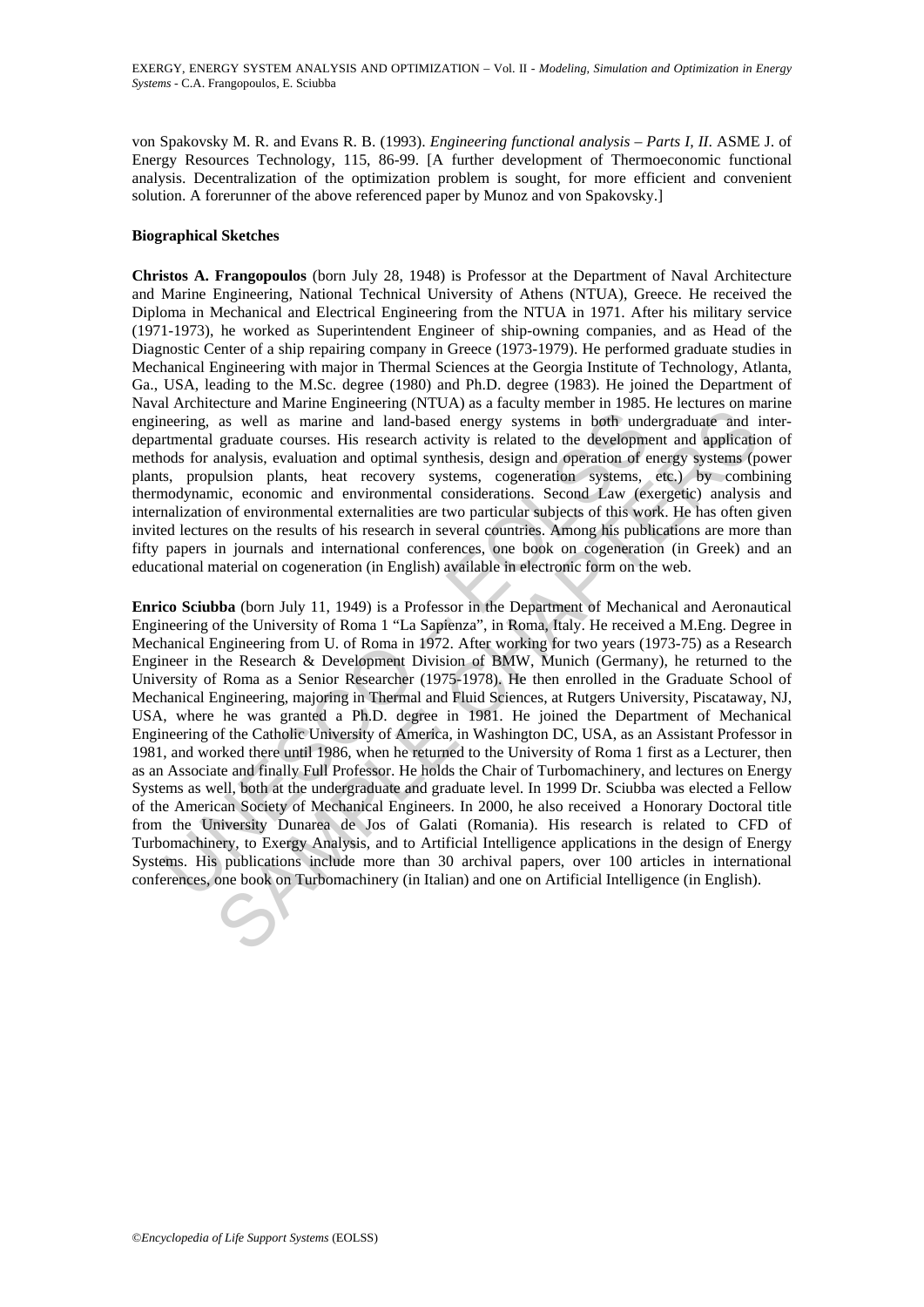von Spakovsky M. R. and Evans R. B. (1993). *Engineering functional analysis – Parts I, II*. ASME J. of Energy Resources Technology, 115, 86-99. [A further development of Thermoeconomic functional analysis. Decentralization of the optimization problem is sought, for more efficient and convenient solution. A forerunner of the above referenced paper by Munoz and von Spakovsky.]

**Biographical Sketches**

**Christos A. Frangopoulos** (born July 28, 1948) is Professor at the Department of Naval Architecture and Marine Engineering, National Technical University of Athens (NTUA), Greece. He received the Diploma in Mechanical and Electrical Engineering from the NTUA in 1971. After his military service (1971-1973), he worked as Superintendent Engineer of ship-owning companies, and as Head of the Diagnostic Center of a ship repairing company in Greece (1973-1979). He performed graduate studies in Mechanical Engineering with major in Thermal Sciences at the Georgia Institute of Technology, Atlanta, Ga., USA, leading to the M.Sc. degree (1980) and Ph.D. degree (1983). He joined the Department of Naval Architecture and Marine Engineering (NTUA) as a faculty member in 1985. He lectures on marine engineering, as well as marine and land-based energy systems in both undergraduate and inter-departmental graduate courses. His research activity is related to the development and application of methods for analysis, evaluation and optimal synthesis, design and operation of energy systems (power plants, propulsion plants, heat recovery systems, cogeneration systems, etc.) by combining thermodynamic, economic and environmental considerations. Second Law (exergetic) analysis and internalization of environmental externalities are two particular subjects of this work. He has often given invited lectures on the results of his research in several countries. Among his publications are more than fifty papers in journals and international conferences, one book on cogeneration (in Greek) and an educational material on cogeneration (in English) available in electronic form on the web.

**Enrico Sciubba** (born July 11, 1949) is a Professor in the Department of Mechanical and Aeronautical Engineering of the University of Roma 1 "La Sapienza", in Roma, Italy. He received a M.Eng. Degree in Mechanical Engineering from U. of Roma in 1972. After working for two years (1973-75) as a Research Engineer in the Research & Development Division of BMW, Munich (Germany), he returned to the University of Roma as a Senior Researcher (1975-1978). He then enrolled in the Graduate School of Mechanical Engineering, majoring in Thermal and Fluid Sciences, at Rutgers University, Piscataway, NJ, USA, where he was granted a Ph.D. degree in 1981. He joined the Department of Mechanical Engineering of the Catholic University of America, in Washington DC, USA, as an Assistant Professor in 1981, and worked there until 1986, when he returned to the University of Roma 1 first as a Lecturer, then as an Associate and finally Full Professor. He holds the Chair of Turbomachinery, and lectures on Energy Systems as well, both at the undergraduate and graduate level. In 1999 Dr. Sciubba was elected a Fellow of the American Society of Mechanical Engineers. In 2000, he also received a Honorary Doctoral title from the University Dunarea de Jos of Galati (Romania). His research is related to CFD of Turbomachinery, to Exergy Analysis, and to Artificial Intelligence applications in the design of Energy Systems. His publications include more than 30 archival papers, over 100 articles in international conferences, one book on Turbomachinery (in Italian) and one on Artificial Intelligence (in English).